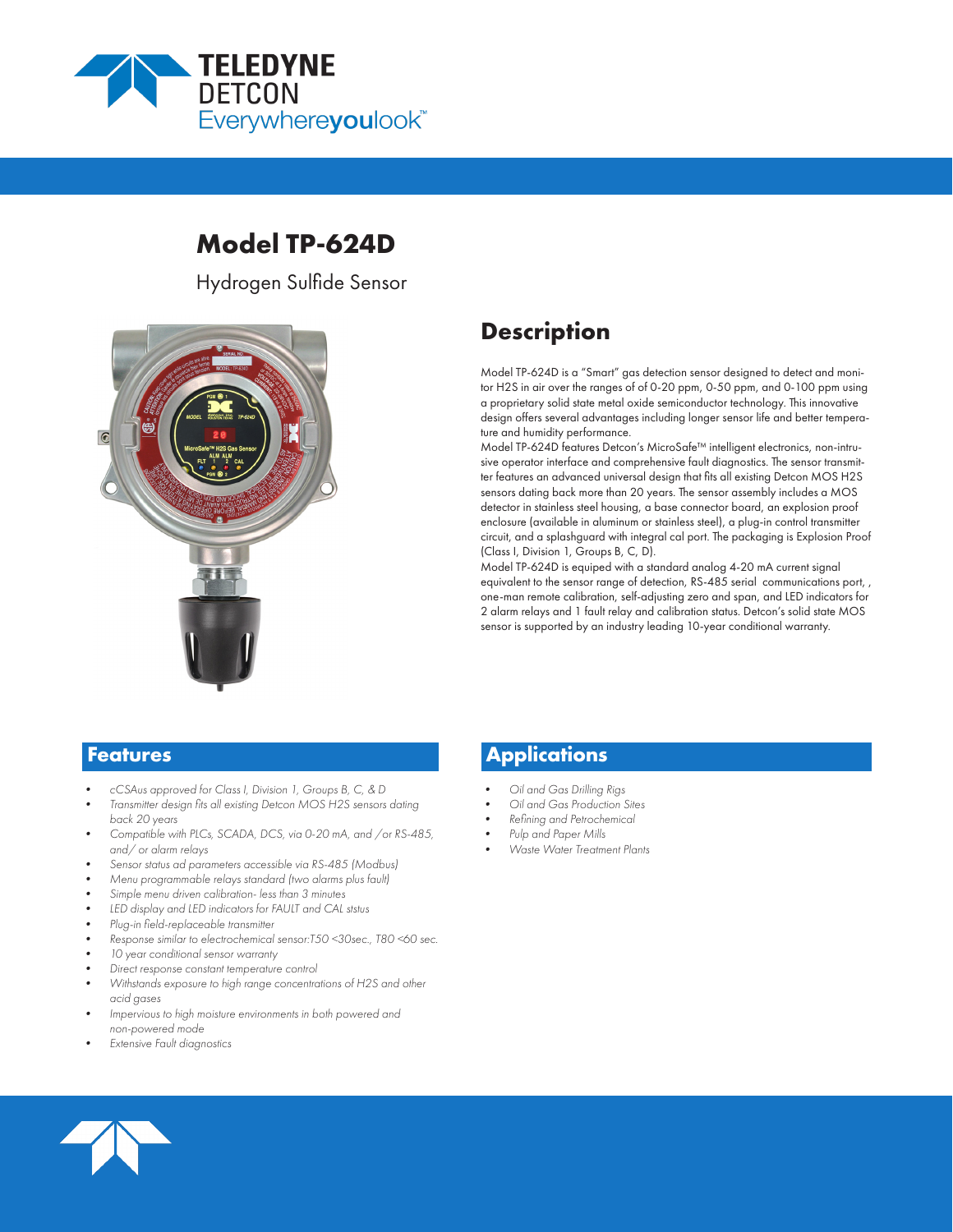TELEDYNE
DETCON
Everywhere**you**look™

# Model TP-624D

Hydrogen Sulfide Sensor

## Description

Model TP-624D is a "Smart" gas detection sensor designed to detect and monitor H2S in air over the ranges of of 0-20 ppm, 0-50 ppm, and 0-100 ppm using a proprietary solid state metal oxide semiconductor technology. This innovative design offers several advantages including longer sensor life and better temperature and humidity performance.

Model TP-624D features Detcon's MicroSafe™ intelligent electronics, non-intrusive operator interface and comprehensive fault diagnostics. The sensor transmitter features an advanced universal design that fits all existing Detcon MOS H2S sensors dating back more than 20 years. The sensor assembly includes a MOS detector in stainless steel housing, a base connector board, an explosion proof enclosure (available in aluminum or stainless steel), a plug-in control transmitter circuit, and a splashguard with integral cal port. The packaging is Explosion Proof (Class I, Division 1, Groups B, C, D).

Model TP-624D is equiped with a standard analog 4-20 mA current signal equivalent to the sensor range of detection, RS-485 serial communications port, , one-man remote calibration, self-adjusting zero and span, and LED indicators for 2 alarm relays and 1 fault relay and calibration status. Detcon's solid state MOS sensor is supported by an industry leading 10-year conditional warranty.

## Features

- *cCSAus approved for Class I, Division 1, Groups B, C, & D*
- *Transmitter design fits all existing Detcon MOS H2S sensors dating back 20 years*
- *Compatible with PLCs, SCADA, DCS, via 0-20 mA, and /or RS-485, and/ or alarm relays*
- *Sensor status ad parameters accessible via RS-485 (Modbus)*
- *Menu programmable relays standard (two alarms plus fault)*
- *Simple menu driven calibration- less than 3 minutes*
- *LED display and LED indicators for FAULT and CAL ststus*
- *Plug-in field-replaceable transmitter*
- *Response similar to electrochemical sensor:T50 <30sec., T80 <60 sec.*
- *10 year conditional sensor warranty*
- *Direct response constant temperature control*
- *Withstands exposure to high range concentrations of H2S and other acid gases*
- *Impervious to high moisture environments in both powered and non-powered mode*
- *Extensive Fault diagnostics*

## Applications

- *Oil and Gas Drilling Rigs*
- *Oil and Gas Production Sites*
- *Refining and Petrochemical*
- *Pulp and Paper Mills*
- *Waste Water Treatment Plants*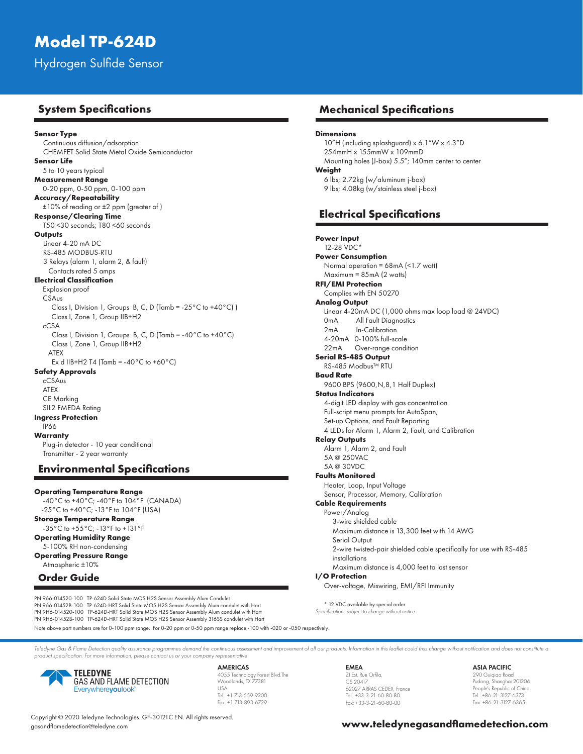# Model TP-624D

Hydrogen Sulfide Sensor

## System Specifications

**Sensor Type**
Continuous diffusion/adsorption
CHEMFET Solid State Metal Oxide Semiconductor

**Sensor Life**
5 to 10 years typical

**Measurement Range**
0-20 ppm, 0-50 ppm, 0-100 ppm

**Accuracy/Repeatability**
±10% of reading or ±2 ppm (greater of )

**Response/Clearing Time**
T50 <30 seconds; T80 <60 seconds

**Outputs**
Linear 4-20 mA DC
RS-485 MODBUS-RTU
3 Relays (alarm 1, alarm 2, & fault)
Contacts rated 5 amps

**Electrical Classification**
Explosion proof
CSAus
Class I, Division 1, Groups B, C, D (Tamb = -25°C to +40°C) )
Class I, Zone 1, Group IIB+H2
cCSA
Class I, Division 1, Groups B, C, D (Tamb = -40°C to +40°C)
Class I, Zone 1, Group IIB+H2
ATEX
Ex d IIB+H2 T4 (Tamb = -40°C to +60°C)

**Safety Approvals**
cCSAus
ATEX
CE Marking
SIL2 FMEDA Rating

**Ingress Protection**
IP66

**Warranty**
Plug-in detector - 10 year conditional
Transmitter - 2 year warranty

## Environmental Specifications

**Operating Temperature Range**
-40°C to +40°C; -40°F to 104°F (CANADA)
-25°C to +40°C; -13°F to 104°F (USA)

**Storage Temperature Range**
-35°C to +55°C; -13°F to +131°F

**Operating Humidity Range**
5-100% RH non-condensing

**Operating Pressure Range**
Atmospheric ±10%

## Order Guide

PN 966-014520-100 TP-624D Solid State MOS H2S Sensor Assembly Alum Condulet
PN 966-01452B-100 TP-624D-HRT Solid State MOS H2S Sensor Assembly Alum condulet with Hart
PN 9H6-014520-100 TP-624D-HRT Solid State MOS H2S Sensor Assembly Alum condulet with Hart
PN 9H6-01452B-100 TP-624D-HRT Solid State MOS H2S Sensor Assembly 316SS condulet with Hart

Note above part numbers are for 0-100 ppm range. For 0-20 ppm or 0-50 ppm range replace -100 with -020 or -050 respectively.

## Mechanical Specifications

**Dimensions**
10"H (including splashguard) x 6.1"W x 4.3"D
254mmH x 155mmW x 109mmD
Mounting holes (J-box) 5.5"; 140mm center to center

**Weight**
6 lbs; 2.72kg (w/aluminum j-box)
9 lbs; 4.08kg (w/stainless steel j-box)

## Electrical Specifications

**Power Input**
12-28 VDC*

**Power Consumption**
Normal operation = 68mA (<1.7 watt)
Maximum = 85mA (2 watts)

**RFI/EMI Protection**
Complies with EN 50270

**Analog Output**
Linear 4-20mA DC (1,000 ohms max loop load @ 24VDC)
0mA All Fault Diagnostics
2mA In-Calibration
4-20mA 0-100% full-scale
22mA Over-range condition

**Serial RS-485 Output**
RS-485 Modbus™ RTU

**Baud Rate**
9600 BPS (9600,N,8,1 Half Duplex)

**Status Indicators**
4-digit LED display with gas concentration
Full-script menu prompts for AutoSpan,
Set-up Options, and Fault Reporting
4 LEDs for Alarm 1, Alarm 2, Fault, and Calibration

**Relay Outputs**
Alarm 1, Alarm 2, and Fault
5A @ 250VAC
5A @ 30VDC

**Faults Monitored**
Heater, Loop, Input Voltage
Sensor, Processor, Memory, Calibration

**Cable Requirements**
Power/Analog
3-wire shielded cable
Maximum distance is 13,300 feet with 14 AWG
Serial Output
2-wire twisted-pair shielded cable specifically for use with RS-485 installations
Maximum distance is 4,000 feet to last sensor

**I/O Protection**
Over-voltage, Miswiring, EMI/RFI Immunity

\* 12 VDC available by special order
*Specifications subject to change without notice*

*Teledyne Gas & Flame Detection quality assurance programmes demand the continuous assessment and improvement of all our products. Information in this leaflet could thus change without notification and does not constitute a product specification. For more information, please contact us or your company representative*

TELEDYNE GAS AND FLAME DETECTION
Everywhereyoulook™

**AMERICAS**
4055 Technology Forest Blvd.The
Woodlands, TX 77381
USA
Tel.: +1 713-559-9200
Fax: +1 713-893-6729

**EMEA**
ZI Est, Rue Orfila,
CS 20417
62027 ARRAS CEDEX, France
Tel.: +33-3-21-60-80-80
Fax: +33-3-21-60-80-00

**ASIA PACIFIC**
290 Guiqiao Road
Pudong, Shanghai 201206
People's Republic of China
Tel.: +86-21-3127-6373
Fax: +86-21-3127-6365

Copyright © 2020 Teledyne Technologies. GF-30121C EN. All rights reserved.
gasandflamedetection@teledyne.com

**www.teledynegasandflamedetection.com**